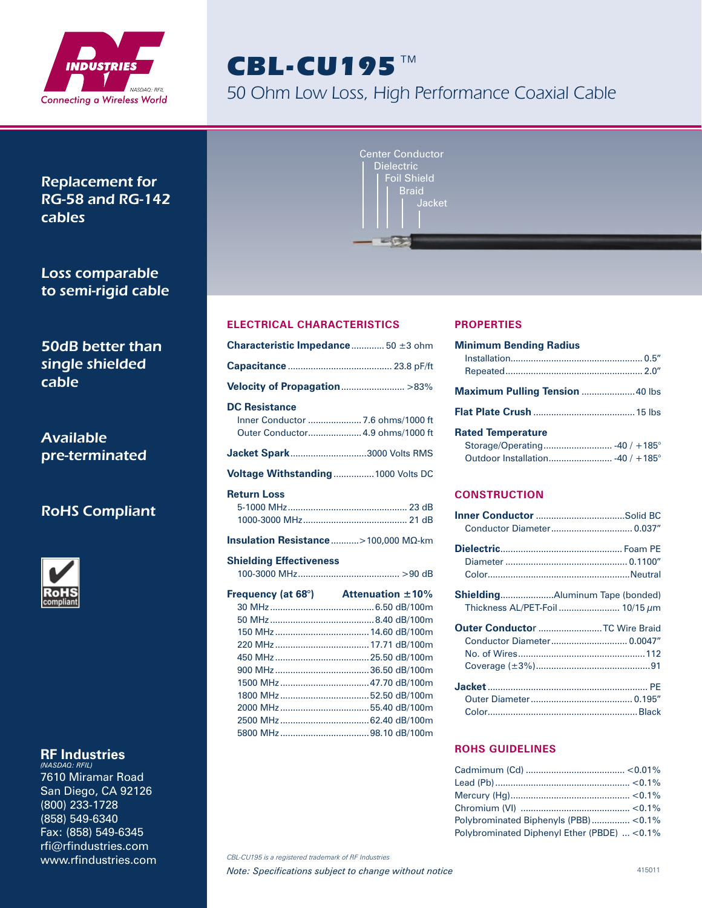RF INDUSTRIES
NASDAQ: RFIL
*Connecting a Wireless World*

# CBL-CU195™

## 50 Ohm Low Loss, High Performance Coaxial Cable

Center Conductor
Dielectric
Foil Shield
Braid
Jacket

**Replacement for RG-58 and RG-142 cables**

**Loss comparable to semi-rigid cable**

**50dB better than single shielded cable**

**Available pre-terminated**

**RoHS Compliant**

RoHS compliant

### ELECTRICAL CHARACTERISTICS

**Characteristic Impedance** ............ 50 ±3 ohm

**Capacitance** ........................................ 23.8 pF/ft

**Velocity of Propagation** ........................ >83%

**DC Resistance**
- Inner Conductor ..................... 7.6 ohms/1000 ft
- Outer Conductor..................... 4.9 ohms/1000 ft

**Jacket Spark** ..............................3000 Volts RMS

**Voltage Withstanding** ................1000 Volts DC

**Return Loss**
- 5-1000 MHz............................................... 23 dB
- 1000-3000 MHz......................................... 21 dB

**Insulation Resistance** ...........>100,000 MΩ-km

**Shielding Effectiveness**
- 100-3000 MHz........................................ >90 dB

| Frequency (at 68°) | Attenuation ±10% |
|---|---|
| 30 MHz | 6.50 dB/100m |
| 50 MHz | 8.40 dB/100m |
| 150 MHz | 14.60 dB/100m |
| 220 MHz | 17.71 dB/100m |
| 450 MHz | 25.50 dB/100m |
| 900 MHz | 36.50 dB/100m |
| 1500 MHz | 47.70 dB/100m |
| 1800 MHz | 52.50 dB/100m |
| 2000 MHz | 55.40 dB/100m |
| 2500 MHz | 62.40 dB/100m |
| 5800 MHz | 98.10 dB/100m |

### PROPERTIES

**Minimum Bending Radius**
- Installation.................................................... 0.5"
- Repeated...................................................... 2.0"

**Maximum Pulling Tension** .....................40 lbs

**Flat Plate Crush** ........................................15 lbs

**Rated Temperature**
- Storage/Operating........................... -40 / +185°
- Outdoor Installation......................... -40 / +185°

### CONSTRUCTION

**Inner Conductor** ...................................Solid BC
- Conductor Diameter................................ 0.037"

**Dielectric**............................................... Foam PE
- Diameter ................................................ 0.1100"
- Color........................................................Neutral

**Shielding**.....................Aluminum Tape (bonded)
- Thickness AL/PET-Foil ........................ 10/15 μm

**Outer Conductor** .........................TC Wire Braid
- Conductor Diameter.............................. 0.0047"
- No. of Wires.................................................112
- Coverage (±3%).............................................91

**Jacket** ............................................................. PE
- Outer Diameter........................................ 0.195"
- Color..........................................................Black

### ROHS GUIDELINES

- Cadmimum (Cd) ....................................... <0.01%
- Lead (Pb) ..................................................... <0.1%
- Mercury (Hg)............................................... <0.1%
- Chromium (VI) ........................................... <0.1%
- Polybrominated Biphenyls (PBB)............... <0.1%
- Polybrominated Diphenyl Ether (PBDE) ... <0.1%

**RF Industries**
*(NASDAQ: RFIL)*
7610 Miramar Road
San Diego, CA 92126
(800) 233-1728
(858) 549-6340
Fax: (858) 549-6345
rfi@rfindustries.com
www.rfindustries.com

*CBL-CU195 is a registered trademark of RF Industries*

*Note: Specifications subject to change without notice*

415011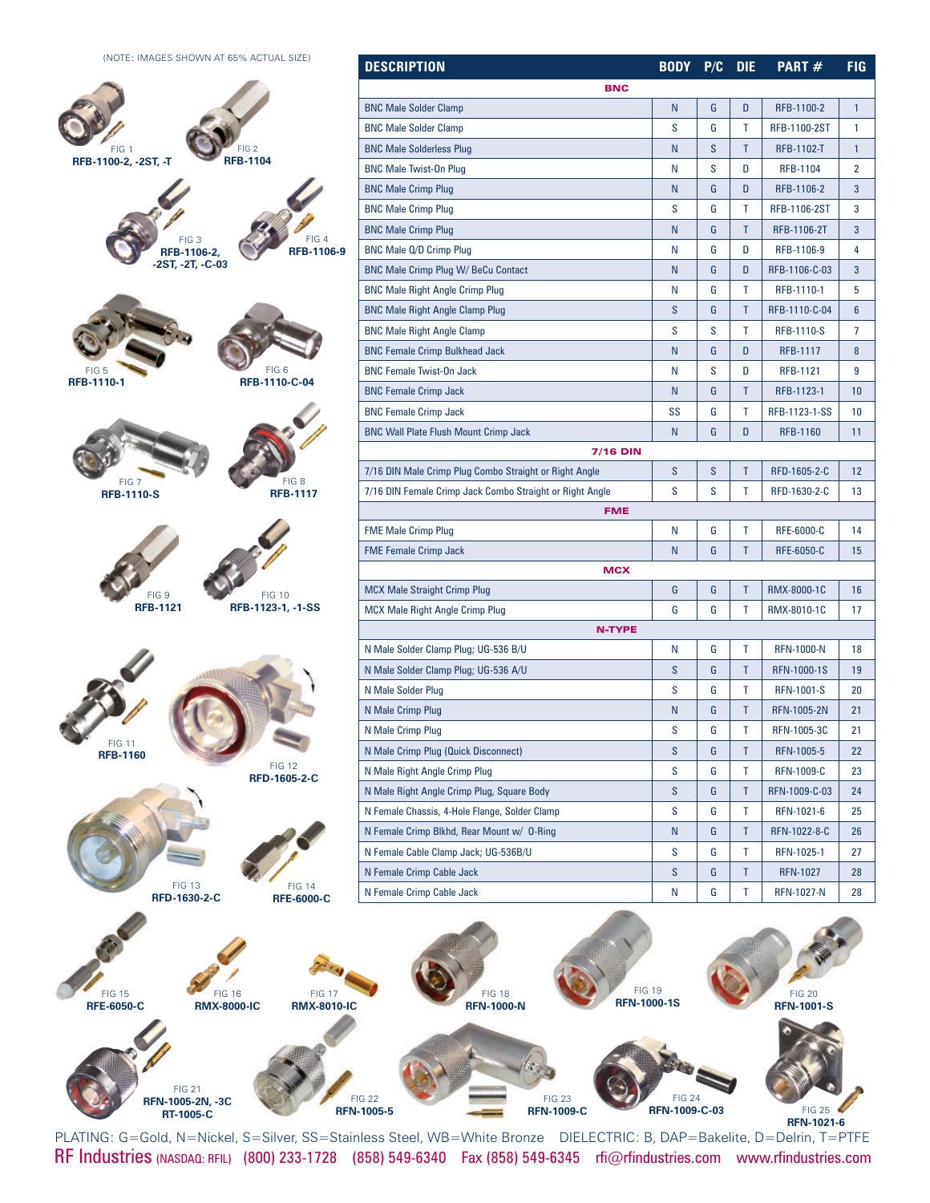(NOTE: IMAGES SHOWN AT 65% ACTUAL SIZE)

| DESCRIPTION | BODY | P/C | DIE | PART # | FIG |
|---|---|---|---|---|---|
| **BNC** | | | | | |
| BNC Male Solder Clamp | N | G | D | RFB-1100-2 | 1 |
| BNC Male Solder Clamp | S | G | T | RFB-1100-2ST | 1 |
| BNC Male Solderless Plug | N | S | T | RFB-1102-T | 1 |
| BNC Male Twist-On Plug | N | S | D | RFB-1104 | 2 |
| BNC Male Crimp Plug | N | G | D | RFB-1106-2 | 3 |
| BNC Male Crimp Plug | S | G | T | RFB-1106-2ST | 3 |
| BNC Male Crimp Plug | N | G | T | RFB-1106-2T | 3 |
| BNC Male Q/D Crimp Plug | N | G | D | RFB-1106-9 | 4 |
| BNC Male Crimp Plug W/ BeCu Contact | N | G | D | RFB-1106-C-03 | 3 |
| BNC Male Right Angle Crimp Plug | N | G | T | RFB-1110-1 | 5 |
| BNC Male Right Angle Clamp Plug | S | G | T | RFB-1110-C-04 | 6 |
| BNC Male Right Angle Clamp | S | S | T | RFB-1110-S | 7 |
| BNC Female Crimp Bulkhead Jack | N | G | D | RFB-1117 | 8 |
| BNC Female Twist-On Jack | N | S | D | RFB-1121 | 9 |
| BNC Female Crimp Jack | N | G | T | RFB-1123-1 | 10 |
| BNC Female Crimp Jack | SS | G | T | RFB-1123-1-SS | 10 |
| BNC Wall Plate Flush Mount Crimp Jack | N | G | D | RFB-1160 | 11 |
| **7/16 DIN** | | | | | |
| 7/16 DIN Male Crimp Plug Combo Straight or Right Angle | S | S | T | RFD-1605-2-C | 12 |
| 7/16 DIN Female Crimp Jack Combo Straight or Right Angle | S | S | T | RFD-1630-2-C | 13 |
| **FME** | | | | | |
| FME Male Crimp Plug | N | G | T | RFE-6000-C | 14 |
| FME Female Crimp Jack | N | G | T | RFE-6050-C | 15 |
| **MCX** | | | | | |
| MCX Male Straight Crimp Plug | G | G | T | RMX-8000-1C | 16 |
| MCX Male Right Angle Crimp Plug | G | G | T | RMX-8010-1C | 17 |
| **N-TYPE** | | | | | |
| N Male Solder Clamp Plug; UG-536 B/U | N | G | T | RFN-1000-N | 18 |
| N Male Solder Clamp Plug; UG-536 A/U | S | G | T | RFN-1000-1S | 19 |
| N Male Solder Plug | S | G | T | RFN-1001-S | 20 |
| N Male Crimp Plug | N | G | T | RFN-1005-2N | 21 |
| N Male Crimp Plug | S | G | T | RFN-1005-3C | 21 |
| N Male Crimp Plug (Quick Disconnect) | S | G | T | RFN-1005-5 | 22 |
| N Male Right Angle Crimp Plug | S | G | T | RFN-1009-C | 23 |
| N Male Right Angle Crimp Plug, Square Body | S | G | T | RFN-1009-C-03 | 24 |
| N Female Chassis, 4-Hole Flange, Solder Clamp | S | G | T | RFN-1021-6 | 25 |
| N Female Crimp Blkhd, Rear Mount w/ O-Ring | N | G | T | RFN-1022-8-C | 26 |
| N Female Cable Clamp Jack; UG-536B/U | S | G | T | RFN-1025-1 | 27 |
| N Female Crimp Cable Jack | S | G | T | RFN-1027 | 28 |
| N Female Crimp Cable Jack | N | G | T | RFN-1027-N | 28 |

FIG 1 **RFB-1100-2, -2ST, -T**

FIG 2 **RFB-1104**

FIG 3 **RFB-1106-2, -2ST, -2T, -C-03**

FIG 4 **RFB-1106-9**

FIG 5 **RFB-1110-1**

FIG 6 **RFB-1110-C-04**

FIG 7 **RFB-1110-S**

FIG 8 **RFB-1117**

FIG 9 **RFB-1121**

FIG 10 **RFB-1123-1, -1-SS**

FIG 11 **RFB-1160**

FIG 12 **RFD-1605-2-C**

FIG 13 **RFD-1630-2-C**

FIG 14 **RFE-6000-C**

FIG 15 **RFE-6050-C**

FIG 16 **RMX-8000-IC**

FIG 17 **RMX-8010-IC**

FIG 18 **RFN-1000-N**

FIG 19 **RFN-1000-1S**

FIG 20 **RFN-1001-S**

FIG 21 **RFN-1005-2N, -3C RT-1005-C**

FIG 22 **RFN-1005-5**

FIG 23 **RFN-1009-C**

FIG 24 **RFN-1009-C-03**

FIG 25 **RFN-1021-6**

PLATING: G=Gold, N=Nickel, S=Silver, SS=Stainless Steel, WB=White Bronze DIELECTRIC: B, DAP=Bakelite, D=Delrin, T=PTFE

RF Industries (NASDAQ: RFIL) (800) 233-1728 (858) 549-6340 Fax (858) 549-6345 rfi@rfindustries.com www.rfindustries.com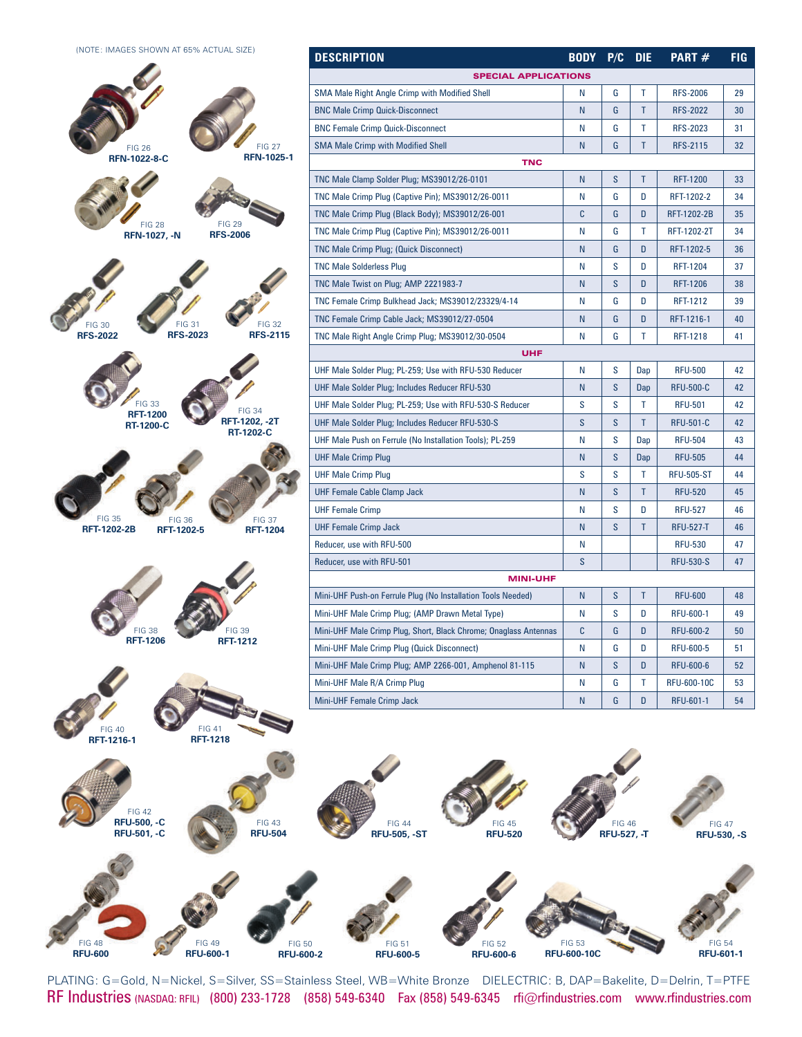(NOTE: IMAGES SHOWN AT 65% ACTUAL SIZE)

FIG 26 **RFN-1022-8-C**
FIG 27 **RFN-1025-1**
FIG 28 **RFN-1027, -N**
FIG 29 **RFS-2006**
FIG 30 **RFS-2022**
FIG 31 **RFS-2023**
FIG 32 **RFS-2115**
FIG 33 **RFT-1200 RT-1200-C**
FIG 34 **RFT-1202, -2T RT-1202-C**
FIG 35 **RFT-1202-2B**
FIG 36 **RFT-1202-5**
FIG 37 **RFT-1204**
FIG 38 **RFT-1206**
FIG 39 **RFT-1212**
FIG 40 **RFT-1216-1**
FIG 41 **RFT-1218**

| DESCRIPTION | BODY | P/C | DIE | PART # | FIG |
|---|---|---|---|---|---|
| **SPECIAL APPLICATIONS** | | | | | |
| SMA Male Right Angle Crimp with Modified Shell | N | G | T | RFS-2006 | 29 |
| BNC Male Crimp Quick-Disconnect | N | G | T | RFS-2022 | 30 |
| BNC Female Crimp Quick-Disconnect | N | G | T | RFS-2023 | 31 |
| SMA Male Crimp with Modified Shell | N | G | T | RFS-2115 | 32 |
| **TNC** | | | | | |
| TNC Male Clamp Solder Plug; MS39012/26-0101 | N | S | T | RFT-1200 | 33 |
| TNC Male Crimp Plug (Captive Pin); MS39012/26-0011 | N | G | D | RFT-1202-2 | 34 |
| TNC Male Crimp Plug (Black Body); MS39012/26-001 | C | G | D | RFT-1202-2B | 35 |
| TNC Male Crimp Plug (Captive Pin); MS39012/26-0011 | N | G | T | RFT-1202-2T | 34 |
| TNC Male Crimp Plug; (Quick Disconnect) | N | G | D | RFT-1202-5 | 36 |
| TNC Male Solderless Plug | N | S | D | RFT-1204 | 37 |
| TNC Male Twist on Plug; AMP 2221983-7 | N | S | D | RFT-1206 | 38 |
| TNC Female Crimp Bulkhead Jack; MS39012/23329/4-14 | N | G | D | RFT-1212 | 39 |
| TNC Female Crimp Cable Jack; MS39012/27-0504 | N | G | D | RFT-1216-1 | 40 |
| TNC Male Right Angle Crimp Plug; MS39012/30-0504 | N | G | T | RFT-1218 | 41 |
| **UHF** | | | | | |
| UHF Male Solder Plug; PL-259; Use with RFU-530 Reducer | N | S | Dap | RFU-500 | 42 |
| UHF Male Solder Plug; Includes Reducer RFU-530 | N | S | Dap | RFU-500-C | 42 |
| UHF Male Solder Plug; PL-259; Use with RFU-530-S Reducer | S | S | T | RFU-501 | 42 |
| UHF Male Solder Plug; Includes Reducer RFU-530-S | S | S | T | RFU-501-C | 42 |
| UHF Male Push on Ferrule (No Installation Tools); PL-259 | N | S | Dap | RFU-504 | 43 |
| UHF Male Crimp Plug | N | S | Dap | RFU-505 | 44 |
| UHF Male Crimp Plug | S | S | T | RFU-505-ST | 44 |
| UHF Female Cable Clamp Jack | N | S | T | RFU-520 | 45 |
| UHF Female Crimp | N | S | D | RFU-527 | 46 |
| UHF Female Crimp Jack | N | S | T | RFU-527-T | 46 |
| Reducer, use with RFU-500 | N | | | RFU-530 | 47 |
| Reducer, use with RFU-501 | S | | | RFU-530-S | 47 |
| **MINI-UHF** | | | | | |
| Mini-UHF Push-on Ferrule Plug (No Installation Tools Needed) | N | S | T | RFU-600 | 48 |
| Mini-UHF Male Crimp Plug; (AMP Drawn Metal Type) | N | S | D | RFU-600-1 | 49 |
| Mini-UHF Male Crimp Plug, Short, Black Chrome; Onaglass Antennas | C | G | D | RFU-600-2 | 50 |
| Mini-UHF Male Crimp Plug (Quick Disconnect) | N | G | D | RFU-600-5 | 51 |
| Mini-UHF Male Crimp Plug; AMP 2266-001, Amphenol 81-115 | N | S | D | RFU-600-6 | 52 |
| Mini-UHF Male R/A Crimp Plug | N | G | T | RFU-600-10C | 53 |
| Mini-UHF Female Crimp Jack | N | G | D | RFU-601-1 | 54 |

FIG 42 **RFU-500, -C RFU-501, -C**
FIG 43 **RFU-504**
FIG 44 **RFU-505, -ST**
FIG 45 **RFU-520**
FIG 46 **RFU-527, -T**
FIG 47 **RFU-530, -S**
FIG 48 **RFU-600**
FIG 49 **RFU-600-1**
FIG 50 **RFU-600-2**
FIG 51 **RFU-600-5**
FIG 52 **RFU-600-6**
FIG 53 **RFU-600-10C**
FIG 54 **RFU-601-1**

PLATING: G=Gold, N=Nickel, S=Silver, SS=Stainless Steel, WB=White Bronze DIELECTRIC: B, DAP=Bakelite, D=Delrin, T=PTFE

RF Industries (NASDAQ: RFIL) (800) 233-1728 (858) 549-6340 Fax (858) 549-6345 rfi@rfindustries.com www.rfindustries.com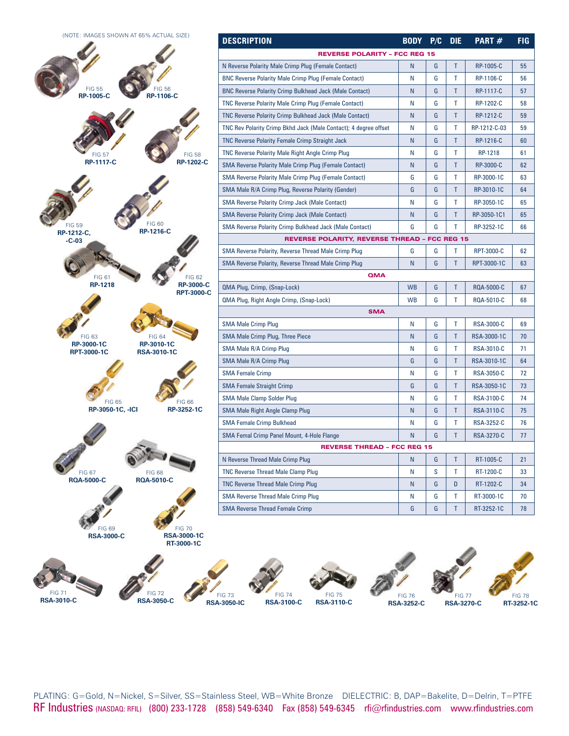(NOTE: IMAGES SHOWN AT 65% ACTUAL SIZE)

FIG 55 RP-1005-C
FIG 56 RP-1106-C
FIG 57 RP-1117-C
FIG 58 RP-1202-C
FIG 59 RP-1212-C, -C-03
FIG 60 RP-1216-C
FIG 61 RP-1218
FIG 62 RP-3000-C RPT-3000-C
FIG 63 RP-3000-1C RPT-3000-1C
FIG 64 RP-3010-1C RSA-3010-1C
FIG 65 RP-3050-1C, -ICI
FIG 66 RP-3252-1C
FIG 67 RQA-5000-C
FIG 68 RQA-5010-C
FIG 69 RSA-3000-C
FIG 70 RSA-3000-1C RT-3000-1C
FIG 71 RSA-3010-C
FIG 72 RSA-3050-C
FIG 73 RSA-3050-IC
FIG 74 RSA-3100-C
FIG 75 RSA-3110-C
FIG 76 RSA-3252-C
FIG 77 RSA-3270-C
FIG 78 RT-3252-1C

| DESCRIPTION | BODY | P/C | DIE | PART # | FIG |
|---|---|---|---|---|---|
| **REVERSE POLARITY – FCC REG 15** | | | | | |
| N Reverse Polarity Male Crimp Plug (Female Contact) | N | G | T | RP-1005-C | 55 |
| BNC Reverse Polarity Male Crimp Plug (Female Contact) | N | G | T | RP-1106-C | 56 |
| BNC Reverse Polarity Crimp Bulkhead Jack (Male Contact) | N | G | T | RP-1117-C | 57 |
| TNC Reverse Polarity Male Crimp Plug (Female Contact) | N | G | T | RP-1202-C | 58 |
| TNC Reverse Polarity Crimp Bulkhead Jack (Male Contact) | N | G | T | RP-1212-C | 59 |
| TNC Rev Polarity Crimp Bkhd Jack (Male Contact); 4 degree offset | N | G | T | RP-1212-C-03 | 59 |
| TNC Reverse Polarity Female Crimp Straight Jack | N | G | T | RP-1216-C | 60 |
| TNC Reverse Polarity Male Right Angle Crimp Plug | N | G | T | RP-1218 | 61 |
| SMA Reverse Polarity Male Crimp Plug (Female Contact) | N | G | T | RP-3000-C | 62 |
| SMA Reverse Polarity Male Crimp Plug (Female Contact) | G | G | T | RP-3000-1C | 63 |
| SMA Male R/A Crimp Plug, Reverse Polarity (Gender) | G | G | T | RP-3010-1C | 64 |
| SMA Reverse Polarity Crimp Jack (Male Contact) | N | G | T | RP-3050-1C | 65 |
| SMA Reverse Polarity Crimp Jack (Male Contact) | N | G | T | RP-3050-1C1 | 65 |
| SMA Reverse Polarity Crimp Bulkhead Jack (Male Contact) | G | G | T | RP-3252-1C | 66 |
| **REVERSE POLARITY, REVERSE THREAD – FCC REG 15** | | | | | |
| SMA Reverse Polarity, Reverse Thread Male Crimp Plug | G | G | T | RPT-3000-C | 62 |
| SMA Reverse Polarity, Reverse Thread Male Crimp Plug | N | G | T | RPT-3000-1C | 63 |
| **QMA** | | | | | |
| QMA Plug, Crimp, (Snap-Lock) | WB | G | T | RQA-5000-C | 67 |
| QMA Plug, Right Angle Crimp, (Snap-Lock) | WB | G | T | RQA-5010-C | 68 |
| **SMA** | | | | | |
| SMA Male Crimp Plug | N | G | T | RSA-3000-C | 69 |
| SMA Male Crimp Plug, Three Piece | N | G | T | RSA-3000-1C | 70 |
| SMA Male R/A Crimp Plug | N | G | T | RSA-3010-C | 71 |
| SMA Male R/A Crimp Plug | G | G | T | RSA-3010-1C | 64 |
| SMA Female Crimp | N | G | T | RSA-3050-C | 72 |
| SMA Female Straight Crimp | G | G | T | RSA-3050-1C | 73 |
| SMA Male Clamp Solder Plug | N | G | T | RSA-3100-C | 74 |
| SMA Male Right Angle Clamp Plug | N | G | T | RSA-3110-C | 75 |
| SMA Female Crimp Bulkhead | N | G | T | RSA-3252-C | 76 |
| SMA Femal Crimp Panel Mount, 4-Hole Flange | N | G | T | RSA-3270-C | 77 |
| **REVERSE THREAD – FCC REG 15** | | | | | |
| N Reverse Thread Male Crimp Plug | N | G | T | RT-1005-C | 21 |
| TNC Reverse Thread Male Clamp Plug | N | S | T | RT-1200-C | 33 |
| TNC Reverse Thread Male Crimp Plug | N | G | D | RT-1202-C | 34 |
| SMA Reverse Thread Male Crimp Plug | N | G | T | RT-3000-1C | 70 |
| SMA Reverse Thread Female Crimp | G | G | T | RT-3252-1C | 78 |

PLATING: G=Gold, N=Nickel, S=Silver, SS=Stainless Steel, WB=White Bronze DIELECTRIC: B, DAP=Bakelite, D=Delrin, T=PTFE

RF Industries (NASDAQ: RFIL) (800) 233-1728 (858) 549-6340 Fax (858) 549-6345 rfi@rfindustries.com www.rfindustries.com